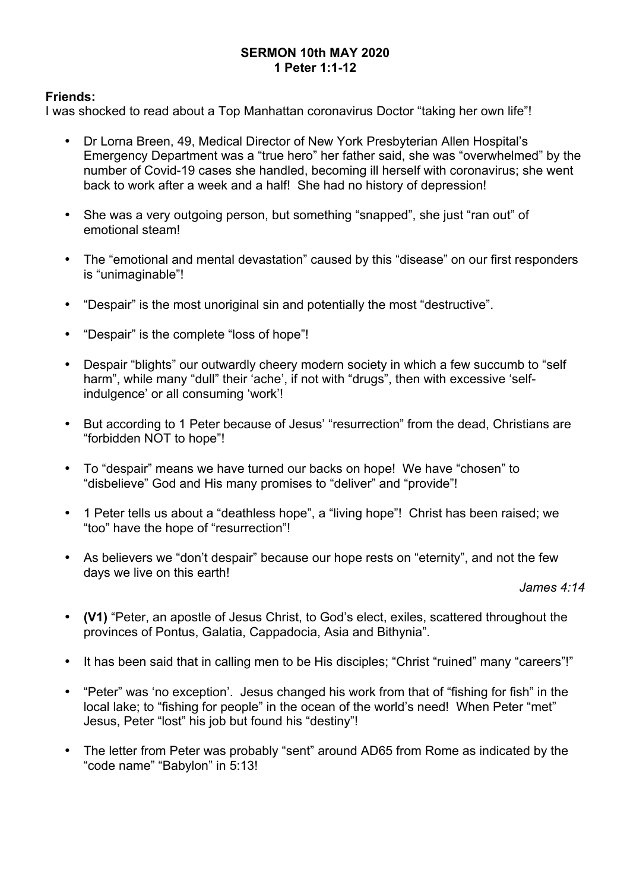**SERMON 10th MAY 2020**
**1 Peter 1:1-12**

**Friends:**
I was shocked to read about a Top Manhattan coronavirus Doctor "taking her own life"!

- Dr Lorna Breen, 49, Medical Director of New York Presbyterian Allen Hospital's Emergency Department was a "true hero" her father said, she was "overwhelmed" by the number of Covid-19 cases she handled, becoming ill herself with coronavirus; she went back to work after a week and a half! She had no history of depression!

- She was a very outgoing person, but something "snapped", she just "ran out" of emotional steam!

- The "emotional and mental devastation" caused by this "disease" on our first responders is "unimaginable"!

- "Despair" is the most unoriginal sin and potentially the most "destructive".

- "Despair" is the complete "loss of hope"!

- Despair "blights" our outwardly cheery modern society in which a few succumb to "self harm", while many "dull" their 'ache', if not with "drugs", then with excessive 'self-indulgence' or all consuming 'work'!

- But according to 1 Peter because of Jesus' "resurrection" from the dead, Christians are "forbidden NOT to hope"!

- To "despair" means we have turned our backs on hope! We have "chosen" to "disbelieve" God and His many promises to "deliver" and "provide"!

- 1 Peter tells us about a "deathless hope", a "living hope"! Christ has been raised; we "too" have the hope of "resurrection"!

- As believers we "don't despair" because our hope rests on "eternity", and not the few days we live on this earth!

*James 4:14*

- **(V1)** "Peter, an apostle of Jesus Christ, to God's elect, exiles, scattered throughout the provinces of Pontus, Galatia, Cappadocia, Asia and Bithynia".

- It has been said that in calling men to be His disciples; "Christ "ruined" many "careers"!"

- "Peter" was 'no exception'. Jesus changed his work from that of "fishing for fish" in the local lake; to "fishing for people" in the ocean of the world's need! When Peter "met" Jesus, Peter "lost" his job but found his "destiny"!

- The letter from Peter was probably "sent" around AD65 from Rome as indicated by the "code name" "Babylon" in 5:13!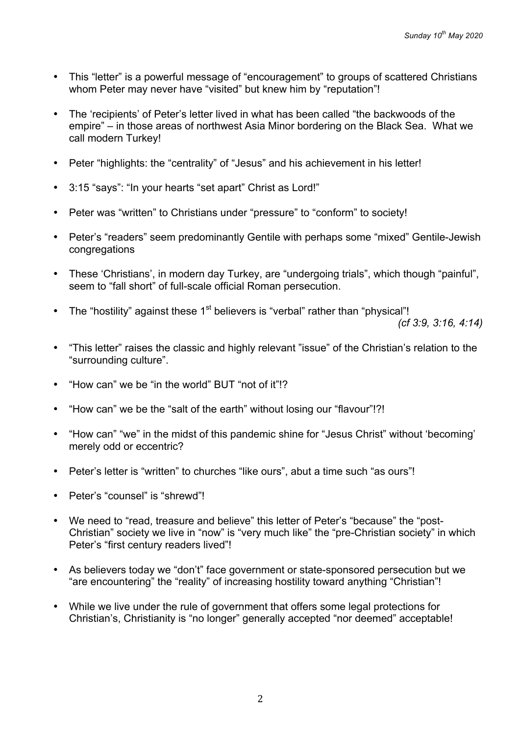*Sunday 10th May 2020*

- This "letter" is a powerful message of "encouragement" to groups of scattered Christians whom Peter may never have "visited" but knew him by "reputation"!

- The 'recipients' of Peter's letter lived in what has been called "the backwoods of the empire" – in those areas of northwest Asia Minor bordering on the Black Sea. What we call modern Turkey!

- Peter "highlights: the "centrality" of "Jesus" and his achievement in his letter!

- 3:15 "says": "In your hearts "set apart" Christ as Lord!"

- Peter was "written" to Christians under "pressure" to "conform" to society!

- Peter's "readers" seem predominantly Gentile with perhaps some "mixed" Gentile-Jewish congregations

- These 'Christians', in modern day Turkey, are "undergoing trials", which though "painful", seem to "fall short" of full-scale official Roman persecution.

- The "hostility" against these 1st believers is "verbal" rather than "physical"! *(cf 3:9, 3:16, 4:14)*

- "This letter" raises the classic and highly relevant "issue" of the Christian's relation to the "surrounding culture".

- "How can" we be "in the world" BUT "not of it"!?

- "How can" we be the "salt of the earth" without losing our "flavour"!?!

- "How can" "we" in the midst of this pandemic shine for "Jesus Christ" without 'becoming' merely odd or eccentric?

- Peter's letter is "written" to churches "like ours", abut a time such "as ours"!

- Peter's "counsel" is "shrewd"!

- We need to "read, treasure and believe" this letter of Peter's "because" the "post-Christian" society we live in "now" is "very much like" the "pre-Christian society" in which Peter's "first century readers lived"!

- As believers today we "don't" face government or state-sponsored persecution but we "are encountering" the "reality" of increasing hostility toward anything "Christian"!

- While we live under the rule of government that offers some legal protections for Christian's, Christianity is "no longer" generally accepted "nor deemed" acceptable!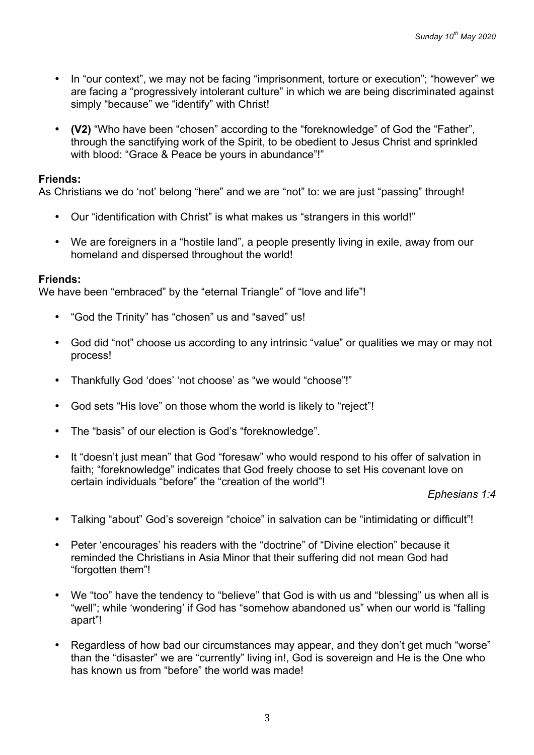- In "our context", we may not be facing "imprisonment, torture or execution"; "however" we are facing a "progressively intolerant culture" in which we are being discriminated against simply "because" we "identify" with Christ!

- **(V2)** "Who have been "chosen" according to the "foreknowledge" of God the "Father", through the sanctifying work of the Spirit, to be obedient to Jesus Christ and sprinkled with blood: "Grace & Peace be yours in abundance"!"

**Friends:**
As Christians we do 'not' belong "here" and we are "not" to: we are just "passing" through!

- Our "identification with Christ" is what makes us "strangers in this world!"

- We are foreigners in a "hostile land", a people presently living in exile, away from our homeland and dispersed throughout the world!

**Friends:**
We have been "embraced" by the "eternal Triangle" of "love and life"!

- "God the Trinity" has "chosen" us and "saved" us!

- God did "not" choose us according to any intrinsic "value" or qualities we may or may not process!

- Thankfully God 'does' 'not choose' as "we would "choose"!"

- God sets "His love" on those whom the world is likely to "reject"!

- The "basis" of our election is God's "foreknowledge".

- It "doesn't just mean" that God "foresaw" who would respond to his offer of salvation in faith; "foreknowledge" indicates that God freely choose to set His covenant love on certain individuals "before" the "creation of the world"!

  *Ephesians 1:4*

- Talking "about" God's sovereign "choice" in salvation can be "intimidating or difficult"!

- Peter 'encourages' his readers with the "doctrine" of "Divine election" because it reminded the Christians in Asia Minor that their suffering did not mean God had "forgotten them"!

- We "too" have the tendency to "believe" that God is with us and "blessing" us when all is "well"; while 'wondering' if God has "somehow abandoned us" when our world is "falling apart"!

- Regardless of how bad our circumstances may appear, and they don't get much "worse" than the "disaster" we are "currently" living in!, God is sovereign and He is the One who has known us from "before" the world was made!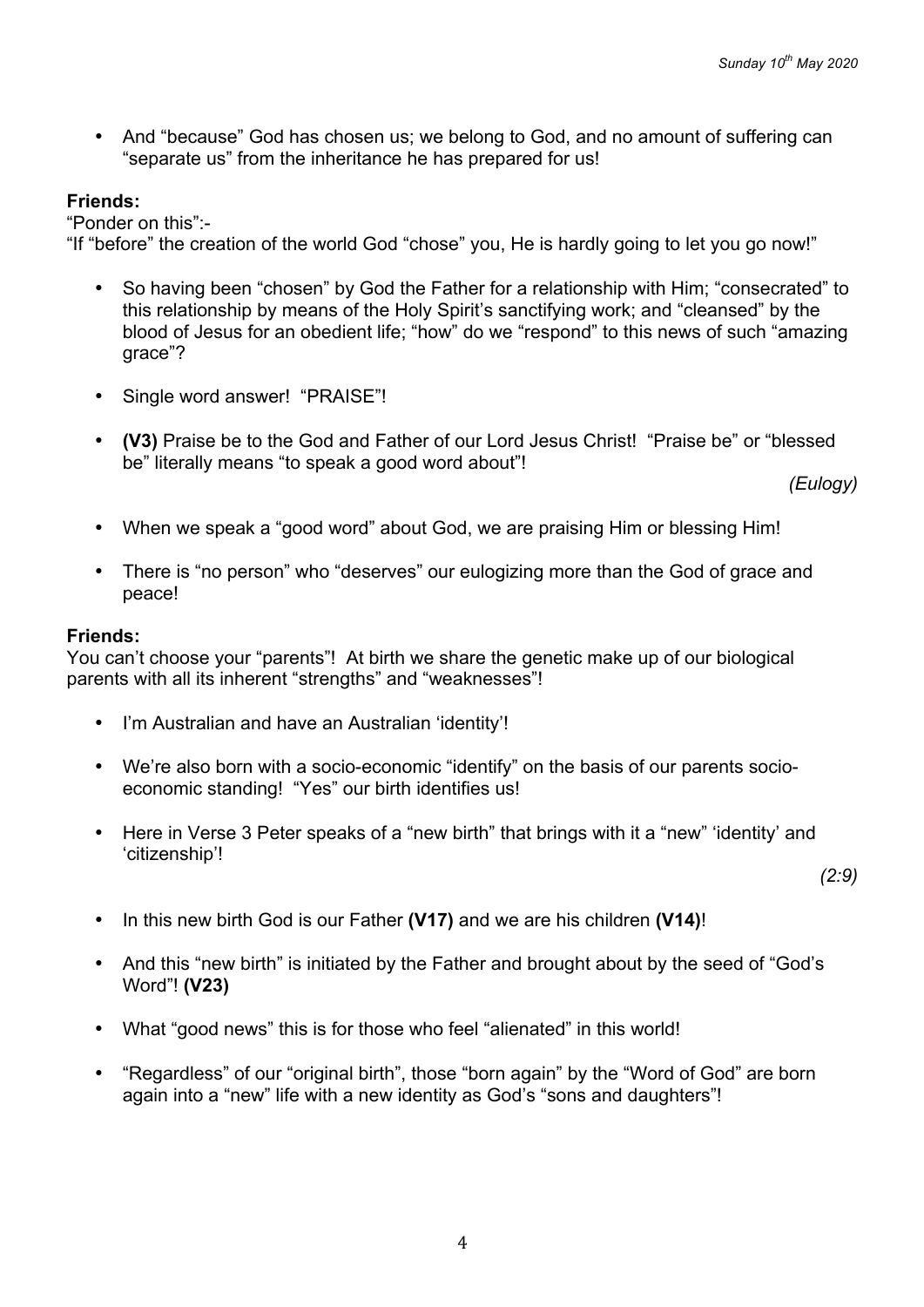- And "because" God has chosen us; we belong to God, and no amount of suffering can "separate us" from the inheritance he has prepared for us!

**Friends:**
"Ponder on this":-
"If "before" the creation of the world God "chose" you, He is hardly going to let you go now!"

- So having been "chosen" by God the Father for a relationship with Him; "consecrated" to this relationship by means of the Holy Spirit's sanctifying work; and "cleansed" by the blood of Jesus for an obedient life; "how" do we "respond" to this news of such "amazing grace"?

- Single word answer! "PRAISE"!

- **(V3)** Praise be to the God and Father of our Lord Jesus Christ! "Praise be" or "blessed be" literally means "to speak a good word about"!

  *(Eulogy)*

- When we speak a "good word" about God, we are praising Him or blessing Him!

- There is "no person" who "deserves" our eulogizing more than the God of grace and peace!

**Friends:**
You can't choose your "parents"! At birth we share the genetic make up of our biological parents with all its inherent "strengths" and "weaknesses"!

- I'm Australian and have an Australian 'identity'!

- We're also born with a socio-economic "identify" on the basis of our parents socio-economic standing! "Yes" our birth identifies us!

- Here in Verse 3 Peter speaks of a "new birth" that brings with it a "new" 'identity' and 'citizenship'!

  *(2:9)*

- In this new birth God is our Father **(V17)** and we are his children **(V14)**!

- And this "new birth" is initiated by the Father and brought about by the seed of "God's Word"! **(V23)**

- What "good news" this is for those who feel "alienated" in this world!

- "Regardless" of our "original birth", those "born again" by the "Word of God" are born again into a "new" life with a new identity as God's "sons and daughters"!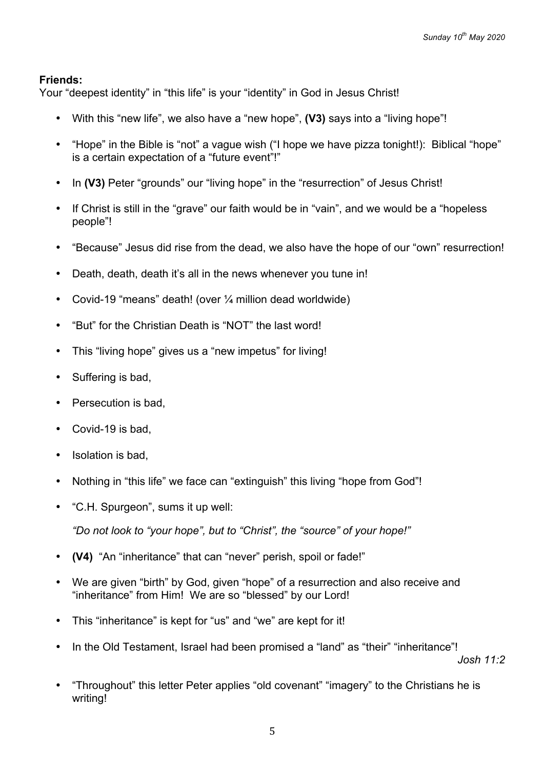**Friends:**
Your "deepest identity" in "this life" is your "identity" in God in Jesus Christ!

- With this "new life", we also have a "new hope", **(V3)** says into a "living hope"!
- "Hope" in the Bible is "not" a vague wish ("I hope we have pizza tonight!): Biblical "hope" is a certain expectation of a "future event"!"
- In **(V3)** Peter "grounds" our "living hope" in the "resurrection" of Jesus Christ!
- If Christ is still in the "grave" our faith would be in "vain", and we would be a "hopeless people"!
- "Because" Jesus did rise from the dead, we also have the hope of our "own" resurrection!
- Death, death, death it's all in the news whenever you tune in!
- Covid-19 "means" death! (over ¼ million dead worldwide)
- "But" for the Christian Death is "NOT" the last word!
- This "living hope" gives us a "new impetus" for living!
- Suffering is bad,
- Persecution is bad,
- Covid-19 is bad,
- Isolation is bad,
- Nothing in "this life" we face can "extinguish" this living "hope from God"!
- "C.H. Spurgeon", sums it up well:

  *"Do not look to "your hope", but to "Christ", the "source" of your hope!"*

- **(V4)** "An "inheritance" that can "never" perish, spoil or fade!"
- We are given "birth" by God, given "hope" of a resurrection and also receive and "inheritance" from Him! We are so "blessed" by our Lord!
- This "inheritance" is kept for "us" and "we" are kept for it!
- In the Old Testament, Israel had been promised a "land" as "their" "inheritance"!

  *Josh 11:2*

- "Throughout" this letter Peter applies "old covenant" "imagery" to the Christians he is writing!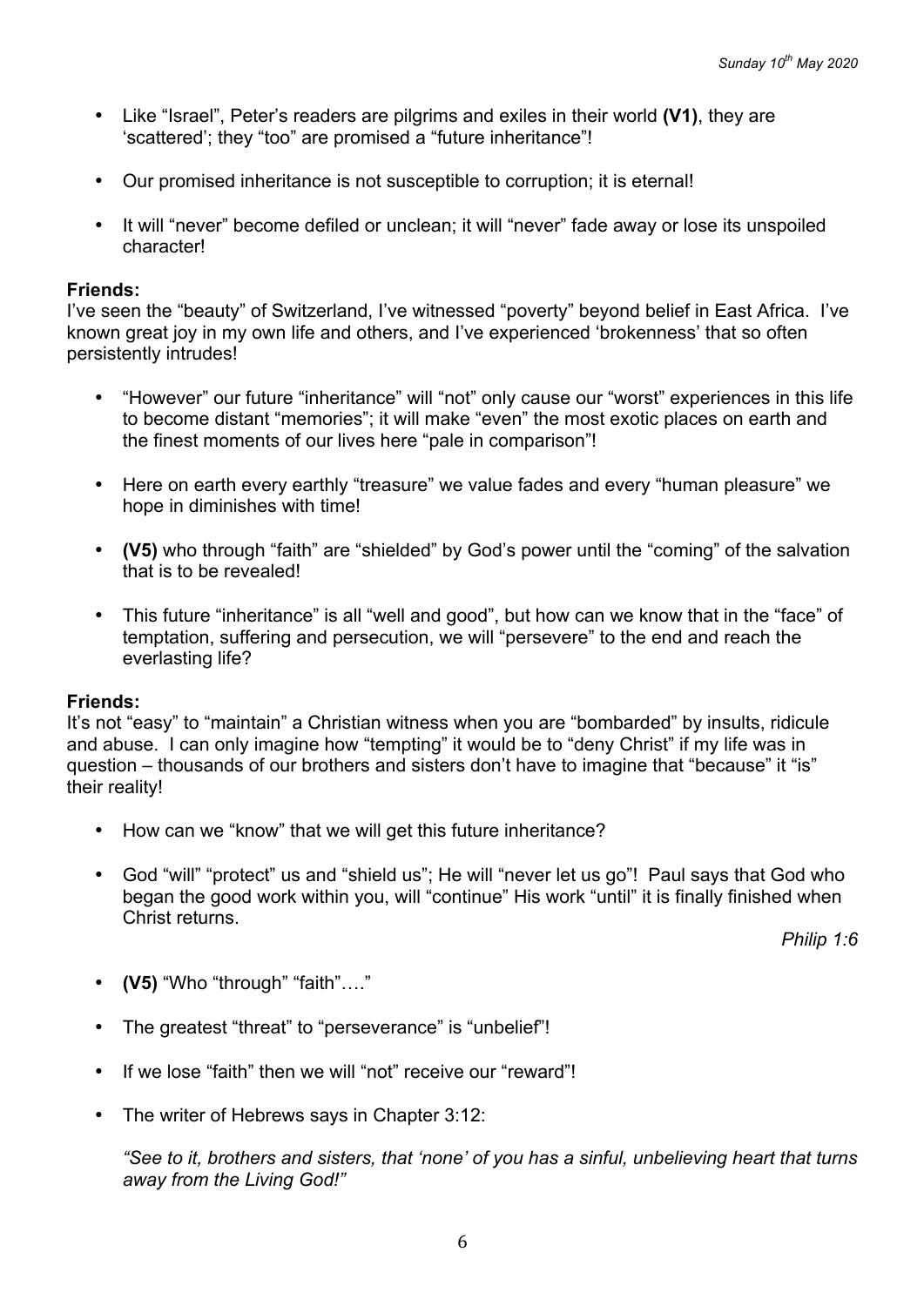- Like “Israel”, Peter’s readers are pilgrims and exiles in their world **(V1)**, they are ‘scattered’; they “too” are promised a “future inheritance”!
- Our promised inheritance is not susceptible to corruption; it is eternal!
- It will “never” become defiled or unclean; it will “never” fade away or lose its unspoiled character!

**Friends:**
I’ve seen the “beauty” of Switzerland, I’ve witnessed “poverty” beyond belief in East Africa. I’ve known great joy in my own life and others, and I’ve experienced ‘brokenness’ that so often persistently intrudes!

- “However” our future “inheritance” will “not” only cause our “worst” experiences in this life to become distant “memories”; it will make “even” the most exotic places on earth and the finest moments of our lives here “pale in comparison”!
- Here on earth every earthly “treasure” we value fades and every “human pleasure” we hope in diminishes with time!
- **(V5)** who through “faith” are “shielded” by God’s power until the “coming” of the salvation that is to be revealed!
- This future “inheritance” is all “well and good”, but how can we know that in the “face” of temptation, suffering and persecution, we will “persevere” to the end and reach the everlasting life?

**Friends:**
It’s not “easy” to “maintain” a Christian witness when you are “bombarded” by insults, ridicule and abuse. I can only imagine how “tempting” it would be to “deny Christ” if my life was in question – thousands of our brothers and sisters don’t have to imagine that “because” it “is” their reality!

- How can we “know” that we will get this future inheritance?
- God “will” “protect” us and “shield us”; He will “never let us go”! Paul says that God who began the good work within you, will “continue” His work “until” it is finally finished when Christ returns.

*Philip 1:6*

- **(V5)** “Who “through” “faith”….”
- The greatest “threat” to “perseverance” is “unbelief”!
- If we lose “faith” then we will “not” receive our “reward”!
- The writer of Hebrews says in Chapter 3:12:

  *“See to it, brothers and sisters, that ‘none’ of you has a sinful, unbelieving heart that turns away from the Living God!”*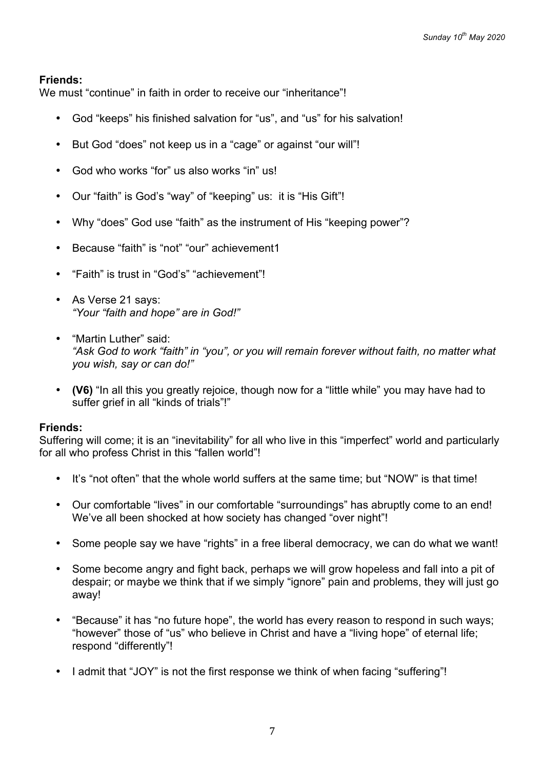**Friends:**
We must "continue" in faith in order to receive our "inheritance"!

- God "keeps" his finished salvation for "us", and "us" for his salvation!
- But God "does" not keep us in a "cage" or against "our will"!
- God who works "for" us also works "in" us!
- Our "faith" is God's "way" of "keeping" us: it is "His Gift"!
- Why "does" God use "faith" as the instrument of His "keeping power"?
- Because "faith" is "not" "our" achievement1
- "Faith" is trust in "God's" "achievement"!
- As Verse 21 says:
  *"Your "faith and hope" are in God!"*
- "Martin Luther" said:
  *"Ask God to work "faith" in "you", or you will remain forever without faith, no matter what you wish, say or can do!"*
- **(V6)** "In all this you greatly rejoice, though now for a "little while" you may have had to suffer grief in all "kinds of trials"!"

**Friends:**
Suffering will come; it is an "inevitability" for all who live in this "imperfect" world and particularly for all who profess Christ in this "fallen world"!

- It's "not often" that the whole world suffers at the same time; but "NOW" is that time!
- Our comfortable "lives" in our comfortable "surroundings" has abruptly come to an end! We've all been shocked at how society has changed "over night"!
- Some people say we have "rights" in a free liberal democracy, we can do what we want!
- Some become angry and fight back, perhaps we will grow hopeless and fall into a pit of despair; or maybe we think that if we simply "ignore" pain and problems, they will just go away!
- "Because" it has "no future hope", the world has every reason to respond in such ways; "however" those of "us" who believe in Christ and have a "living hope" of eternal life; respond "differently"!
- I admit that "JOY" is not the first response we think of when facing "suffering"!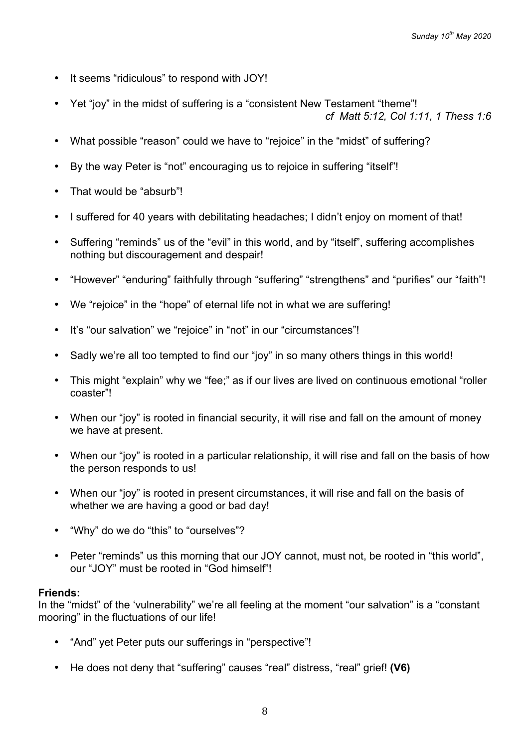- It seems “ridiculous” to respond with JOY!

- Yet “joy” in the midst of suffering is a “consistent New Testament “theme”!
  *cf Matt 5:12, Col 1:11, 1 Thess 1:6*

- What possible “reason” could we have to “rejoice” in the “midst” of suffering?

- By the way Peter is “not” encouraging us to rejoice in suffering “itself”!

- That would be “absurb”!

- I suffered for 40 years with debilitating headaches; I didn’t enjoy on moment of that!

- Suffering “reminds” us of the “evil” in this world, and by “itself”, suffering accomplishes nothing but discouragement and despair!

- “However” “enduring” faithfully through “suffering” “strengthens” and “purifies” our “faith”!

- We “rejoice” in the “hope” of eternal life not in what we are suffering!

- It’s “our salvation” we “rejoice” in “not” in our “circumstances”!

- Sadly we’re all too tempted to find our “joy” in so many others things in this world!

- This might “explain” why we “fee;” as if our lives are lived on continuous emotional “roller coaster”!

- When our “joy” is rooted in financial security, it will rise and fall on the amount of money we have at present.

- When our “joy” is rooted in a particular relationship, it will rise and fall on the basis of how the person responds to us!

- When our “joy” is rooted in present circumstances, it will rise and fall on the basis of whether we are having a good or bad day!

- “Why” do we do “this” to “ourselves”?

- Peter “reminds” us this morning that our JOY cannot, must not, be rooted in “this world”, our “JOY” must be rooted in “God himself”!

**Friends:**
In the “midst” of the ‘vulnerability” we’re all feeling at the moment “our salvation” is a “constant mooring” in the fluctuations of our life!

- “And” yet Peter puts our sufferings in “perspective”!

- He does not deny that “suffering” causes “real” distress, “real” grief! **(V6)**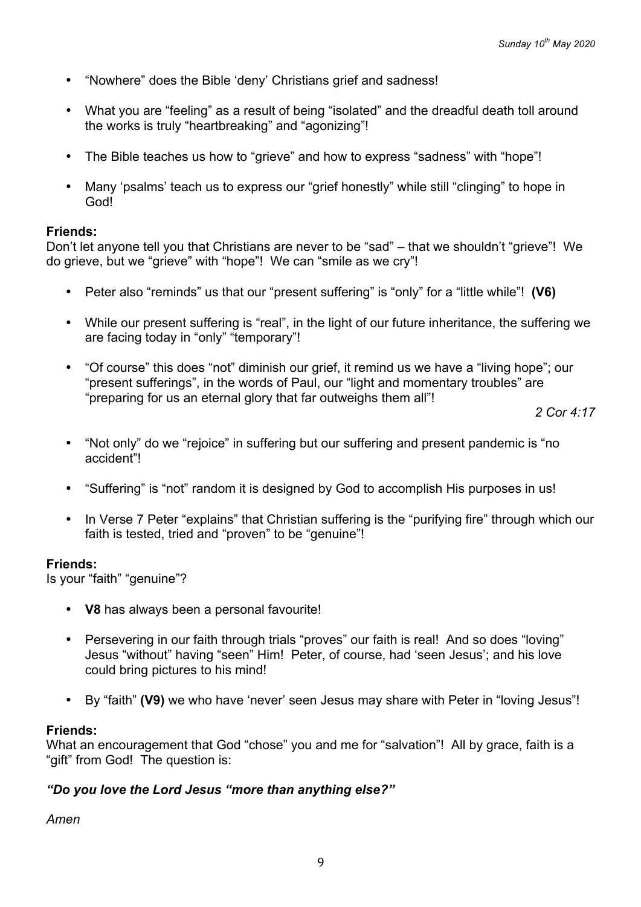- "Nowhere" does the Bible 'deny' Christians grief and sadness!

- What you are "feeling" as a result of being "isolated" and the dreadful death toll around the works is truly "heartbreaking" and "agonizing"!

- The Bible teaches us how to "grieve" and how to express "sadness" with "hope"!

- Many 'psalms' teach us to express our "grief honestly" while still "clinging" to hope in God!

**Friends:**
Don't let anyone tell you that Christians are never to be "sad" – that we shouldn't "grieve"! We do grieve, but we "grieve" with "hope"! We can "smile as we cry"!

- Peter also "reminds" us that our "present suffering" is "only" for a "little while"! **(V6)**

- While our present suffering is "real", in the light of our future inheritance, the suffering we are facing today in "only" "temporary"!

- "Of course" this does "not" diminish our grief, it remind us we have a "living hope"; our "present sufferings", in the words of Paul, our "light and momentary troubles" are "preparing for us an eternal glory that far outweighs them all"!

  *2 Cor 4:17*

- "Not only" do we "rejoice" in suffering but our suffering and present pandemic is "no accident"!

- "Suffering" is "not" random it is designed by God to accomplish His purposes in us!

- In Verse 7 Peter "explains" that Christian suffering is the "purifying fire" through which our faith is tested, tried and "proven" to be "genuine"!

**Friends:**
Is your "faith" "genuine"?

- **V8** has always been a personal favourite!

- Persevering in our faith through trials "proves" our faith is real! And so does "loving" Jesus "without" having "seen" Him! Peter, of course, had 'seen Jesus'; and his love could bring pictures to his mind!

- By "faith" **(V9)** we who have 'never' seen Jesus may share with Peter in "loving Jesus"!

**Friends:**
What an encouragement that God "chose" you and me for "salvation"! All by grace, faith is a "gift" from God! The question is:

***"Do you love the Lord Jesus "more than anything else?"***

*Amen*